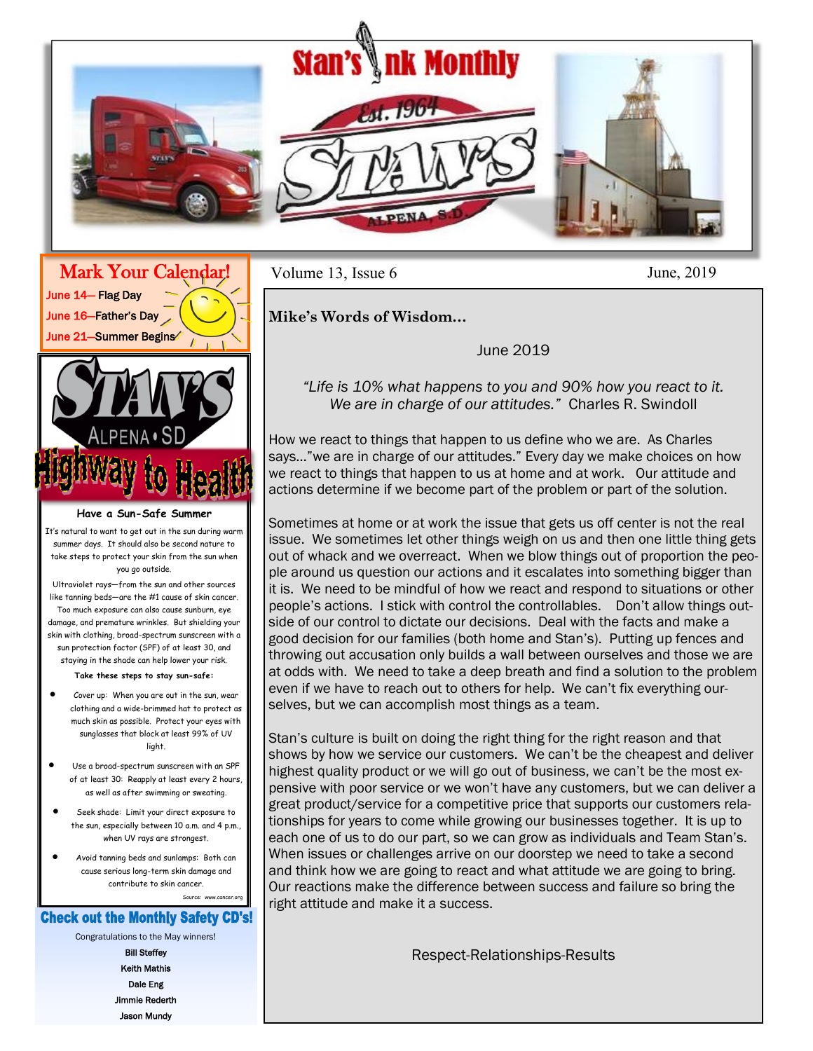# Stan's Ink Monthly

Est. 1964 — STAN'S — ALPENA, S.D.

Volume 13, Issue 6 — June, 2019

## Mark Your Calendar!

June 14— Flag Day
June 16—Father's Day
June 21—Summer Begins

## STAN'S ALPENA • SD Highway to Health

### Have a Sun-Safe Summer

It's natural to want to get out in the sun during warm summer days. It should also be second nature to take steps to protect your skin from the sun when you go outside.

Ultraviolet rays—from the sun and other sources like tanning beds—are the #1 cause of skin cancer. Too much exposure can also cause sunburn, eye damage, and premature wrinkles. But shielding your skin with clothing, broad-spectrum sunscreen with a sun protection factor (SPF) of at least 30, and staying in the shade can help lower your risk.

**Take these steps to stay sun-safe:**

- Cover up: When you are out in the sun, wear clothing and a wide-brimmed hat to protect as much skin as possible. Protect your eyes with sunglasses that block at least 99% of UV light.
- Use a broad-spectrum sunscreen with an SPF of at least 30: Reapply at least every 2 hours, as well as after swimming or sweating.
- Seek shade: Limit your direct exposure to the sun, especially between 10 a.m. and 4 p.m., when UV rays are strongest.
- Avoid tanning beds and sunlamps: Both can cause serious long-term skin damage and contribute to skin cancer.

Source: www.cancer.org

## Check out the Monthly Safety CD's!

Congratulations to the May winners!

Bill Steffey
Keith Mathis
Dale Eng
Jimmie Rederth
Jason Mundy

## Mike's Words of Wisdom…

June 2019

*"Life is 10% what happens to you and 90% how you react to it. We are in charge of our attitudes."* Charles R. Swindoll

How we react to things that happen to us define who we are. As Charles says…"we are in charge of our attitudes." Every day we make choices on how we react to things that happen to us at home and at work. Our attitude and actions determine if we become part of the problem or part of the solution.

Sometimes at home or at work the issue that gets us off center is not the real issue. We sometimes let other things weigh on us and then one little thing gets out of whack and we overreact. When we blow things out of proportion the people around us question our actions and it escalates into something bigger than it is. We need to be mindful of how we react and respond to situations or other people's actions. I stick with control the controllables. Don't allow things outside of our control to dictate our decisions. Deal with the facts and make a good decision for our families (both home and Stan's). Putting up fences and throwing out accusation only builds a wall between ourselves and those we are at odds with. We need to take a deep breath and find a solution to the problem even if we have to reach out to others for help. We can't fix everything ourselves, but we can accomplish most things as a team.

Stan's culture is built on doing the right thing for the right reason and that shows by how we service our customers. We can't be the cheapest and deliver highest quality product or we will go out of business, we can't be the most expensive with poor service or we won't have any customers, but we can deliver a great product/service for a competitive price that supports our customers relationships for years to come while growing our businesses together. It is up to each one of us to do our part, so we can grow as individuals and Team Stan's. When issues or challenges arrive on our doorstep we need to take a second and think how we are going to react and what attitude we are going to bring. Our reactions make the difference between success and failure so bring the right attitude and make it a success.

Respect-Relationships-Results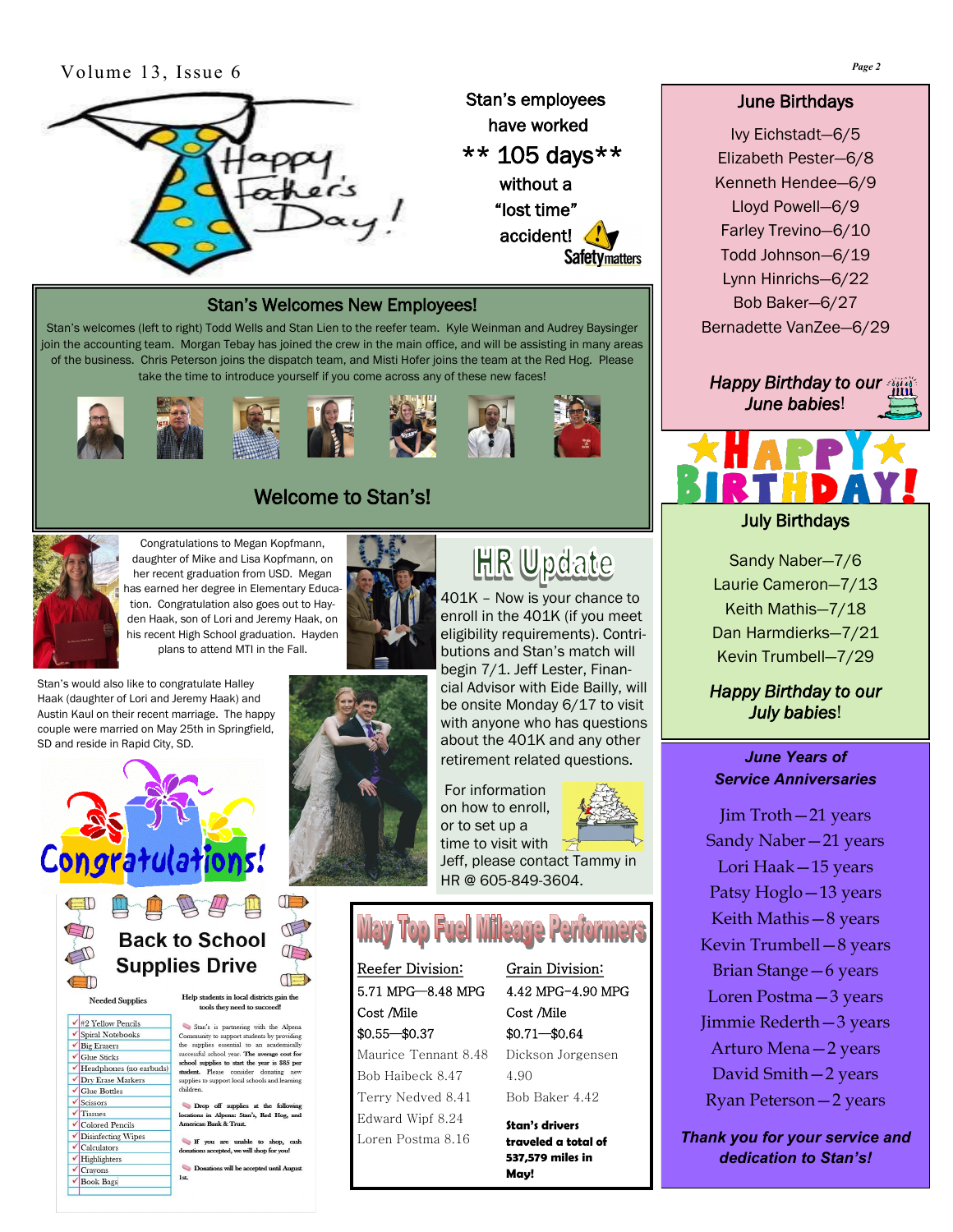Stan's employees have worked

**\*\* 105 days\*\***

without a "lost time" accident!

Safety matters

## Stan's Welcomes New Employees!

Stan's welcomes (left to right) Todd Wells and Stan Lien to the reefer team. Kyle Weinman and Audrey Baysinger join the accounting team. Morgan Tebay has joined the crew in the main office, and will be assisting in many areas of the business. Chris Peterson joins the dispatch team, and Misti Hofer joins the team at the Red Hog. Please take the time to introduce yourself if you come across any of these new faces!

**Welcome to Stan's!**

Congratulations to Megan Kopfmann, daughter of Mike and Lisa Kopfmann, on her recent graduation from USD. Megan has earned her degree in Elementary Education. Congratulation also goes out to Hayden Haak, son of Lori and Jeremy Haak, on his recent High School graduation. Hayden plans to attend MTI in the Fall.

Stan's would also like to congratulate Halley Haak (daughter of Lori and Jeremy Haak) and Austin Kaul on their recent marriage. The happy couple were married on May 25th in Springfield, SD and reside in Rapid City, SD.

Congratulations!

## HR Update

401K – Now is your chance to enroll in the 401K (if you meet eligibility requirements). Contributions and Stan's match will begin 7/1. Jeff Lester, Financial Advisor with Eide Bailly, will be onsite Monday 6/17 to visit with anyone who has questions about the 401K and any other retirement related questions.

For information on how to enroll, or to set up a time to visit with Jeff, please contact Tammy in HR @ 605-849-3604.

## Back to School Supplies Drive

Needed Supplies

- #2 Yellow Pencils
- Spiral Notebooks
- Big Erasers
- Glue Sticks
- Headphones (no earbuds)
- Dry Erase Markers
- Glue Bottles
- Scissors
- Tissues
- Colored Pencils
- Disinfecting Wipes
- Calculators
- Highlighters
- Crayons
- Book Bags

**Help students in local districts gain the tools they need to succeed!**

Stan's is partnering with the Alpena Community to support students by providing the supplies essential to an academically successful school year. **The average cost for school supplies to start the year is $85 per student.** Please consider donating new supplies to support local schools and learning children.

**Drop off supplies at the following locations in Alpena: Stan's, Red Hog, and American Bank & Trust.**

**If you are unable to shop, cash donations accepted, we will shop for you!**

**Donations will be accepted until August 1st.**

## May Top Fuel Mileage Performers

| Reefer Division: | Grain Division: |
|---|---|
| 5.71 MPG—8.48 MPG | 4.42 MPG—4.90 MPG |
| Cost /Mile | Cost /Mile |
| $0.55—$0.37 | $0.71—$0.64 |
| Maurice Tennant 8.48 | Dickson Jorgensen 4.90 |
| Bob Haibeck 8.47 | Bob Baker 4.42 |
| Terry Nedved 8.41 | |
| Edward Wipf 8.24 | |
| Loren Postma 8.16 | |

**Stan's drivers traveled a total of 537,579 miles in May!**

## June Birthdays

Ivy Eichstadt—6/5
Elizabeth Pester—6/8
Kenneth Hendee—6/9
Lloyd Powell—6/9
Farley Trevino—6/10
Todd Johnson—6/19
Lynn Hinrichs—6/22
Bob Baker—6/27
Bernadette VanZee—6/29

***Happy Birthday to our June babies!***

HAPPY BIRTHDAY!

## July Birthdays

Sandy Naber—7/6
Laurie Cameron—7/13
Keith Mathis—7/18
Dan Harmdierks—7/21
Kevin Trumbell—7/29

***Happy Birthday to our July babies!***

## *June Years of Service Anniversaries*

Jim Troth—21 years
Sandy Naber—21 years
Lori Haak—15 years
Patsy Hoglo—13 years
Keith Mathis—8 years
Kevin Trumbell—8 years
Brian Stange—6 years
Loren Postma—3 years
Jimmie Rederth—3 years
Arturo Mena—2 years
David Smith—2 years
Ryan Peterson—2 years

***Thank you for your service and dedication to Stan's!***